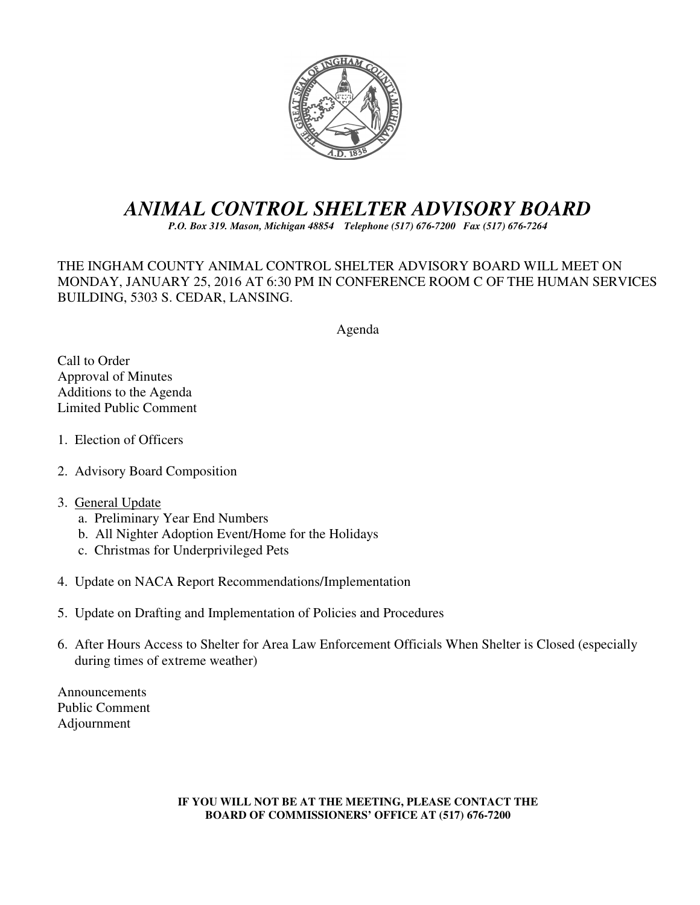# *ANIMAL CONTROL SHELTER ADVISORY BOARD*

***P.O. Box 319. Mason, Michigan 48854 Telephone (517) 676-7200 Fax (517) 676-7264***

THE INGHAM COUNTY ANIMAL CONTROL SHELTER ADVISORY BOARD WILL MEET ON MONDAY, JANUARY 25, 2016 AT 6:30 PM IN CONFERENCE ROOM C OF THE HUMAN SERVICES BUILDING, 5303 S. CEDAR, LANSING.

Agenda

Call to Order
Approval of Minutes
Additions to the Agenda
Limited Public Comment

1. Election of Officers

2. Advisory Board Composition

3. General Update
   a. Preliminary Year End Numbers
   b. All Nighter Adoption Event/Home for the Holidays
   c. Christmas for Underprivileged Pets

4. Update on NACA Report Recommendations/Implementation

5. Update on Drafting and Implementation of Policies and Procedures

6. After Hours Access to Shelter for Area Law Enforcement Officials When Shelter is Closed (especially during times of extreme weather)

Announcements
Public Comment
Adjournment

**IF YOU WILL NOT BE AT THE MEETING, PLEASE CONTACT THE BOARD OF COMMISSIONERS' OFFICE AT (517) 676-7200**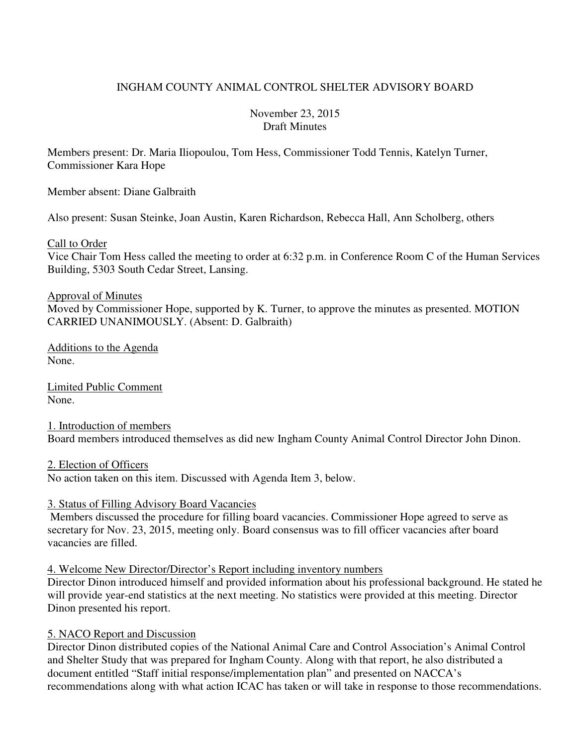# INGHAM COUNTY ANIMAL CONTROL SHELTER ADVISORY BOARD

November 23, 2015
Draft Minutes

Members present: Dr. Maria Iliopoulou, Tom Hess, Commissioner Todd Tennis, Katelyn Turner, Commissioner Kara Hope

Member absent: Diane Galbraith

Also present: Susan Steinke, Joan Austin, Karen Richardson, Rebecca Hall, Ann Scholberg, others

Call to Order
Vice Chair Tom Hess called the meeting to order at 6:32 p.m. in Conference Room C of the Human Services Building, 5303 South Cedar Street, Lansing.

Approval of Minutes
Moved by Commissioner Hope, supported by K. Turner, to approve the minutes as presented. MOTION CARRIED UNANIMOUSLY. (Absent: D. Galbraith)

Additions to the Agenda
None.

Limited Public Comment
None.

1. Introduction of members
Board members introduced themselves as did new Ingham County Animal Control Director John Dinon.

2. Election of Officers
No action taken on this item. Discussed with Agenda Item 3, below.

3. Status of Filling Advisory Board Vacancies
Members discussed the procedure for filling board vacancies. Commissioner Hope agreed to serve as secretary for Nov. 23, 2015, meeting only. Board consensus was to fill officer vacancies after board vacancies are filled.

4. Welcome New Director/Director's Report including inventory numbers
Director Dinon introduced himself and provided information about his professional background. He stated he will provide year-end statistics at the next meeting. No statistics were provided at this meeting. Director Dinon presented his report.

5. NACO Report and Discussion
Director Dinon distributed copies of the National Animal Care and Control Association's Animal Control and Shelter Study that was prepared for Ingham County. Along with that report, he also distributed a document entitled "Staff initial response/implementation plan" and presented on NACCA's recommendations along with what action ICAC has taken or will take in response to those recommendations.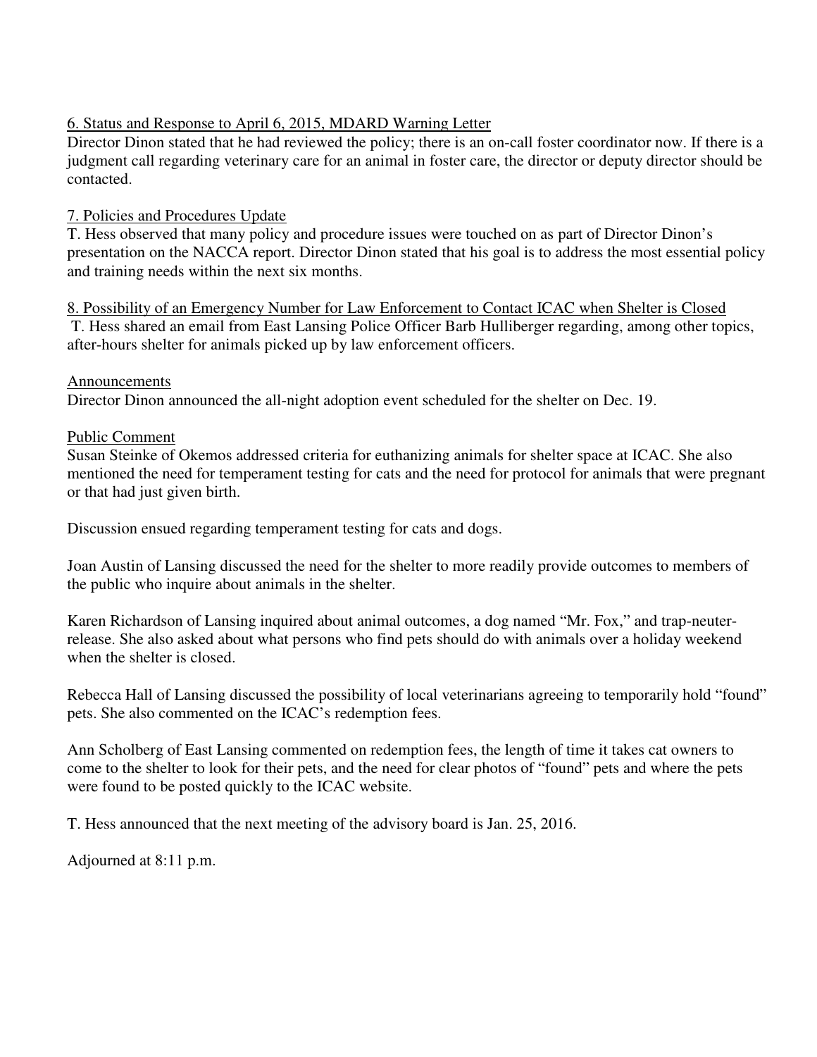6. Status and Response to April 6, 2015, MDARD Warning Letter

Director Dinon stated that he had reviewed the policy; there is an on-call foster coordinator now. If there is a judgment call regarding veterinary care for an animal in foster care, the director or deputy director should be contacted.

7. Policies and Procedures Update

T. Hess observed that many policy and procedure issues were touched on as part of Director Dinon's presentation on the NACCA report. Director Dinon stated that his goal is to address the most essential policy and training needs within the next six months.

8. Possibility of an Emergency Number for Law Enforcement to Contact ICAC when Shelter is Closed

T. Hess shared an email from East Lansing Police Officer Barb Hulliberger regarding, among other topics, after-hours shelter for animals picked up by law enforcement officers.

Announcements

Director Dinon announced the all-night adoption event scheduled for the shelter on Dec. 19.

Public Comment

Susan Steinke of Okemos addressed criteria for euthanizing animals for shelter space at ICAC. She also mentioned the need for temperament testing for cats and the need for protocol for animals that were pregnant or that had just given birth.

Discussion ensued regarding temperament testing for cats and dogs.

Joan Austin of Lansing discussed the need for the shelter to more readily provide outcomes to members of the public who inquire about animals in the shelter.

Karen Richardson of Lansing inquired about animal outcomes, a dog named "Mr. Fox," and trap-neuter-release. She also asked about what persons who find pets should do with animals over a holiday weekend when the shelter is closed.

Rebecca Hall of Lansing discussed the possibility of local veterinarians agreeing to temporarily hold "found" pets. She also commented on the ICAC's redemption fees.

Ann Scholberg of East Lansing commented on redemption fees, the length of time it takes cat owners to come to the shelter to look for their pets, and the need for clear photos of "found" pets and where the pets were found to be posted quickly to the ICAC website.

T. Hess announced that the next meeting of the advisory board is Jan. 25, 2016.

Adjourned at 8:11 p.m.